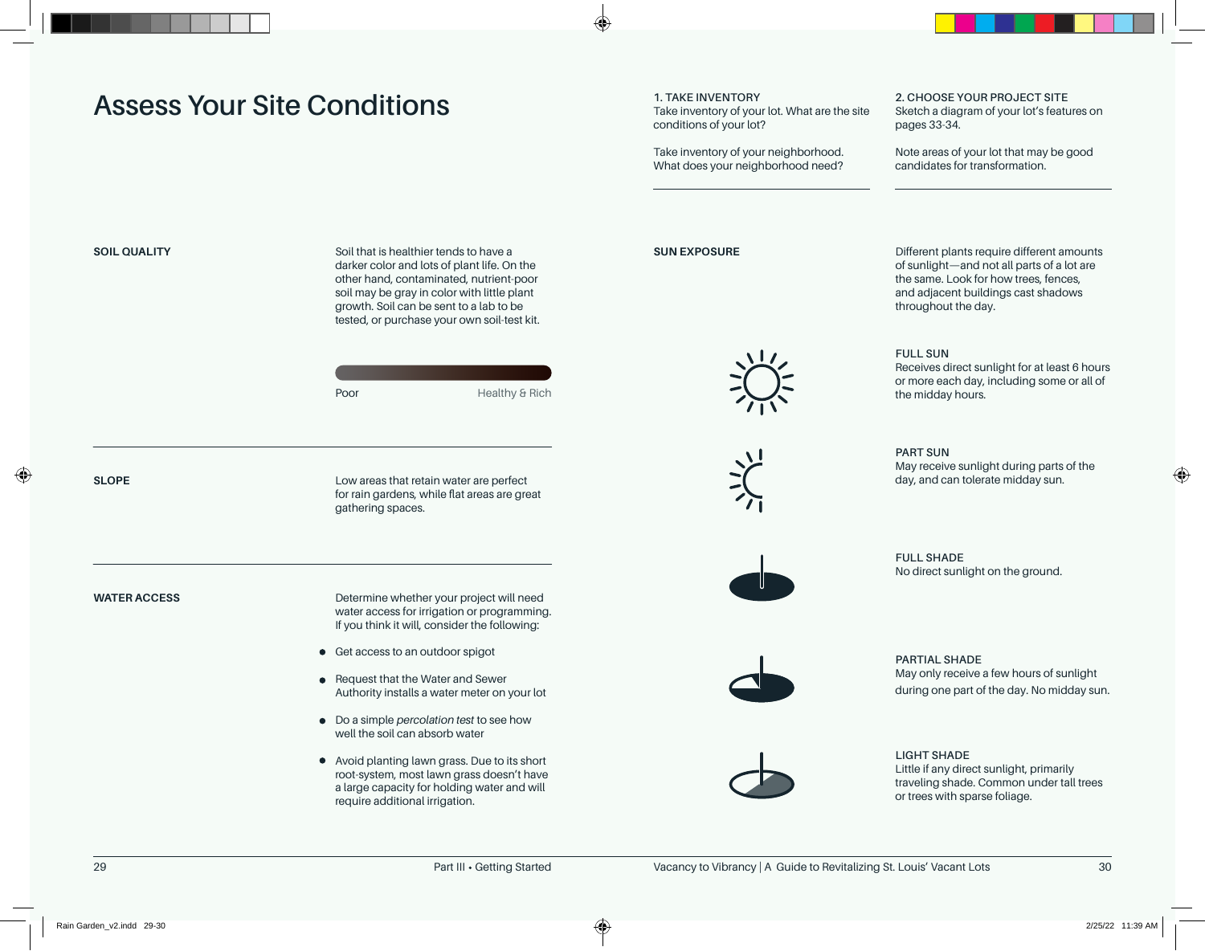# Assess Your Site Conditions

**1. TAKE INVENTORY**

Take inventory of your lot. What are the site conditions of your lot?

Take inventory of your neighborhood. What does your neighborhood need?

**2. CHOOSE YOUR PROJECT SITE**

Sketch a diagram of your lot's features on pages 33-34.

Note areas of your lot that may be good candidates for transformation.

## SOIL QUALITY

Soil that is healthier tends to have a darker color and lots of plant life. On the other hand, contaminated, nutrient-poor soil may be gray in color with little plant growth. Soil can be sent to a lab to be tested, or purchase your own soil-test kit.

Poor — Healthy & Rich

## SLOPE

Low areas that retain water are perfect for rain gardens, while flat areas are great gathering spaces.

## WATER ACCESS

Determine whether your project will need water access for irrigation or programming. If you think it will, consider the following:

- Get access to an outdoor spigot
- Request that the Water and Sewer Authority installs a water meter on your lot
- Do a simple *percolation test* to see how well the soil can absorb water
- Avoid planting lawn grass. Due to its short root-system, most lawn grass doesn't have a large capacity for holding water and will require additional irrigation.

## SUN EXPOSURE

Different plants require different amounts of sunlight—and not all parts of a lot are the same. Look for how trees, fences, and adjacent buildings cast shadows throughout the day.

**FULL SUN**
Receives direct sunlight for at least 6 hours or more each day, including some or all of the midday hours.

**PART SUN**
May receive sunlight during parts of the day, and can tolerate midday sun.

**FULL SHADE**
No direct sunlight on the ground.

**PARTIAL SHADE**
May only receive a few hours of sunlight during one part of the day. No midday sun.

**LIGHT SHADE**
Little if any direct sunlight, primarily traveling shade. Common under tall trees or trees with sparse foliage.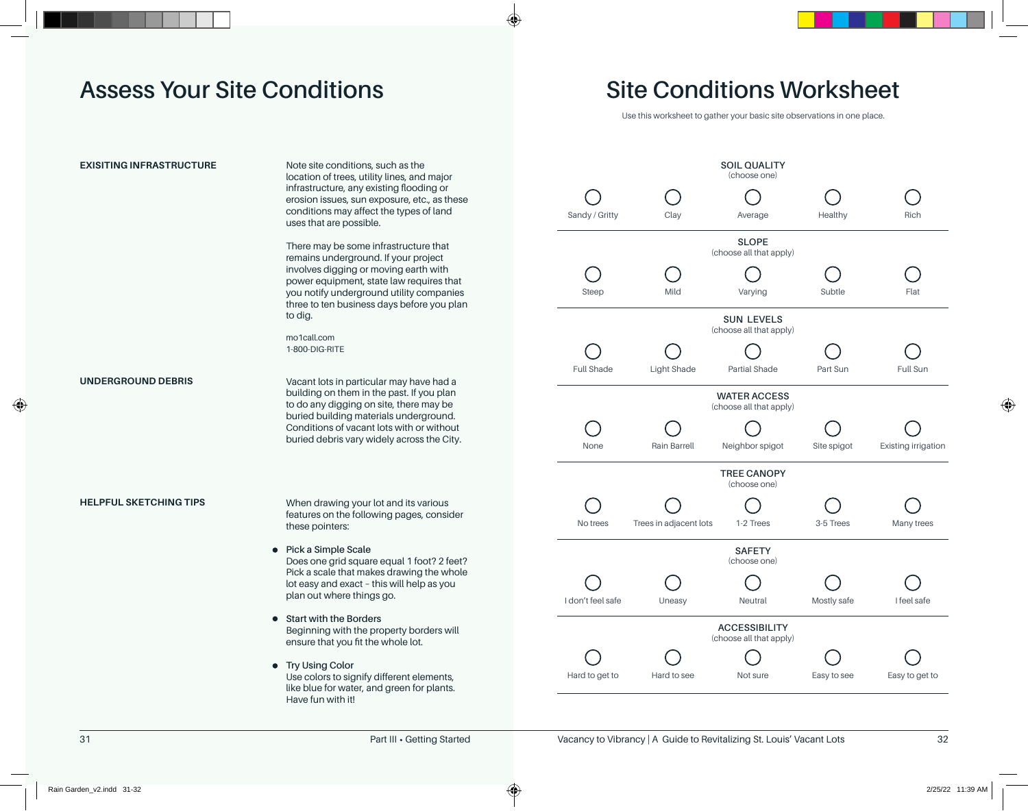# Assess Your Site Conditions

**EXISITING INFRASTRUCTURE**

Note site conditions, such as the location of trees, utility lines, and major infrastructure, any existing flooding or erosion issues, sun exposure, etc., as these conditions may affect the types of land uses that are possible.

There may be some infrastructure that remains underground. If your project involves digging or moving earth with power equipment, state law requires that you notify underground utility companies three to ten business days before you plan to dig.

mo1call.com
1-800-DIG-RITE

**UNDERGROUND DEBRIS**

Vacant lots in particular may have had a building on them in the past. If you plan to do any digging on site, there may be buried building materials underground. Conditions of vacant lots with or without buried debris vary widely across the City.

**HELPFUL SKETCHING TIPS**

When drawing your lot and its various features on the following pages, consider these pointers:

- **Pick a Simple Scale**
  Does one grid square equal 1 foot? 2 feet? Pick a scale that makes drawing the whole lot easy and exact – this will help as you plan out where things go.
- **Start with the Borders**
  Beginning with the property borders will ensure that you fit the whole lot.
- **Try Using Color**
  Use colors to signify different elements, like blue for water, and green for plants. Have fun with it!

# Site Conditions Worksheet

Use this worksheet to gather your basic site observations in one place.

**SOIL QUALITY**
(choose one)

○ Sandy / Gritty ○ Clay ○ Average ○ Healthy ○ Rich

**SLOPE**
(choose all that apply)

○ Steep ○ Mild ○ Varying ○ Subtle ○ Flat

**SUN LEVELS**
(choose all that apply)

○ Full Shade ○ Light Shade ○ Partial Shade ○ Part Sun ○ Full Sun

**WATER ACCESS**
(choose all that apply)

○ None ○ Rain Barrell ○ Neighbor spigot ○ Site spigot ○ Existing irrigation

**TREE CANOPY**
(choose one)

○ No trees ○ Trees in adjacent lots ○ 1-2 Trees ○ 3-5 Trees ○ Many trees

**SAFETY**
(choose one)

○ I don't feel safe ○ Uneasy ○ Neutral ○ Mostly safe ○ I feel safe

**ACCESSIBILITY**
(choose all that apply)

○ Hard to get to ○ Hard to see ○ Not sure ○ Easy to see ○ Easy to get to